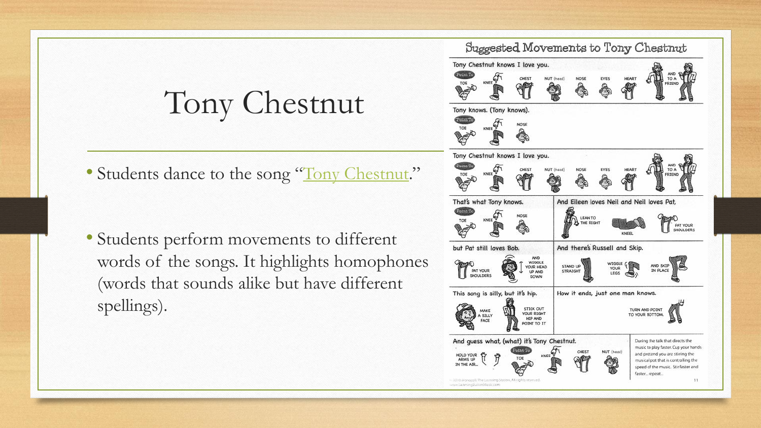# Tony Chestnut

- Students dance to the song "Tony Chestnut."
- Students perform movements to different words of the songs. It highlights homophones (words that sounds alike but have different spellings).

## Suggested Movements to Tony Chestnut

Tony Chestnut knows I love you.

Point To: TOE, KNEE, CHEST, NUT (head), NOSE, EYES, HEART, AND TO A FRIEND

Tony knows. (Tony knows).

Point To: TOE, KNEE, NOSE

Tony Chestnut knows I love you.

Point To: TOE, KNEE, CHEST, NUT (head), NOSE, EYES, HEART, AND TO A FRIEND

That's what Tony knows.

Point To: TOE, KNEE, NOSE

And Eileen loves Neil and Neil loves Pat,

LEAN TO THE RIGHT, KNEEL, PAT YOUR SHOULDERS

but Pat still loves Bob.

PAT YOUR SHOULDERS, AND WIGGLE YOUR HEAD UP AND DOWN

And there's Russell and Skip.

STAND UP STRAIGHT, WIGGLE YOUR LEGS, AND SKIP IN PLACE

This song is silly, but it's hip.

MAKE A SILLY FACE, STICK OUT YOUR RIGHT HIP AND POINT TO IT

How it ends, just one man knows.

TURN AND POINT TO YOUR BOTTOM.

And guess what, (what) it's Tony Chestnut.

HOLD YOUR ARMS UP IN THE AIR...

Point To: TOE, KNEE, CHEST, NUT (head)

During the talk that directs the music to play faster. Cup your hands and pretend you are stirring the musical pot that is controlling the speed of the music. Stir faster and faster...repeat...

© 2010 Monopoli/The Learning Station. All rights reserved. www.LearningStationMusic.com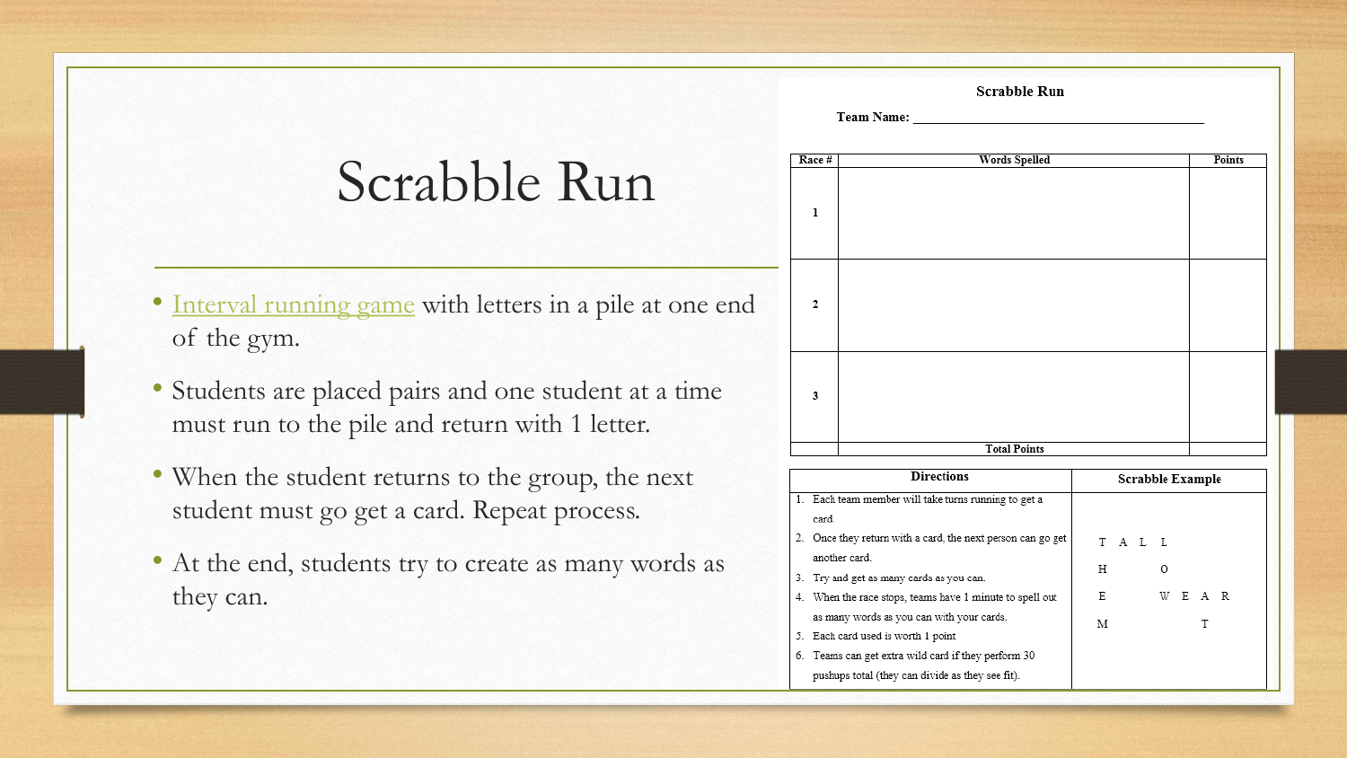# Scrabble Run

- [Interval running game]() with letters in a pile at one end of the gym.
- Students are placed pairs and one student at a time must run to the pile and return with 1 letter.
- When the student returns to the group, the next student must go get a card. Repeat process.
- At the end, students try to create as many words as they can.

**Scrabble Run**

**Team Name:** ________________________________________

| Race # | Words Spelled | Points |
|---|---|---|
| 1 | | |
| 2 | | |
| 3 | | |
| | Total Points | |

| Directions | Scrabble Example |
|---|---|
| 1. Each team member will take turns running to get a card. 2. Once they return with a card, the next person can go get another card. 3. Try and get as many cards as you can. 4. When the race stops, teams have 1 minute to spell out as many words as you can with your cards. 5. Each card used is worth 1 point 6. Teams can get extra wild card if they perform 30 pushups total (they can divide as they see fit). | T A L L / H O / E W E A R / M T |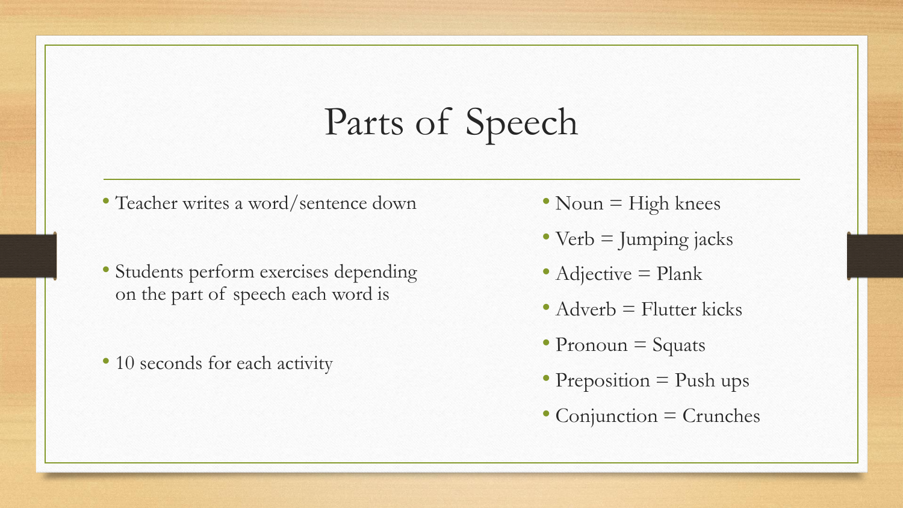# Parts of Speech

- Teacher writes a word/sentence down
- Students perform exercises depending on the part of speech each word is
- 10 seconds for each activity

- Noun = High knees
- Verb = Jumping jacks
- Adjective = Plank
- Adverb = Flutter kicks
- Pronoun = Squats
- Preposition = Push ups
- Conjunction = Crunches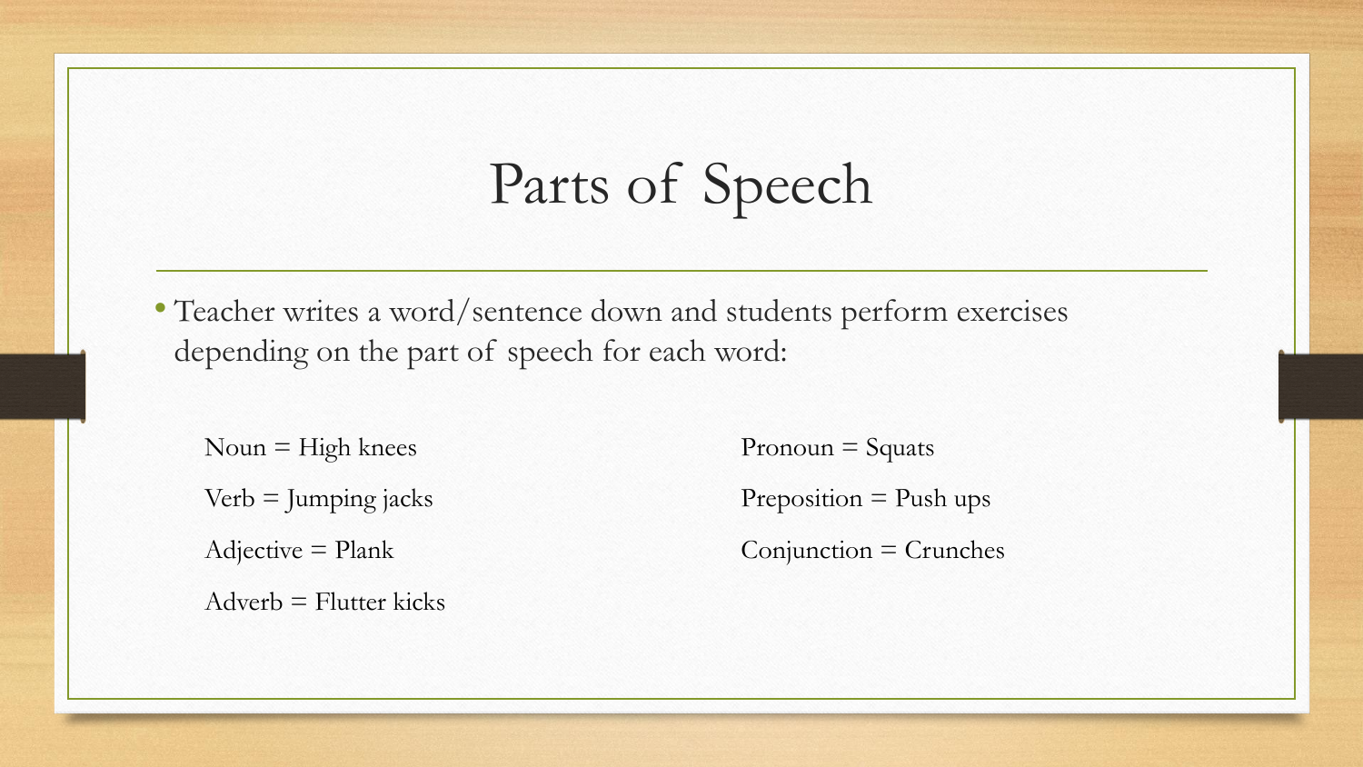# Parts of Speech

- Teacher writes a word/sentence down and students perform exercises depending on the part of speech for each word:

Noun = High knees

Verb = Jumping jacks

Adjective = Plank

Adverb = Flutter kicks

Pronoun = Squats

Preposition = Push ups

Conjunction = Crunches